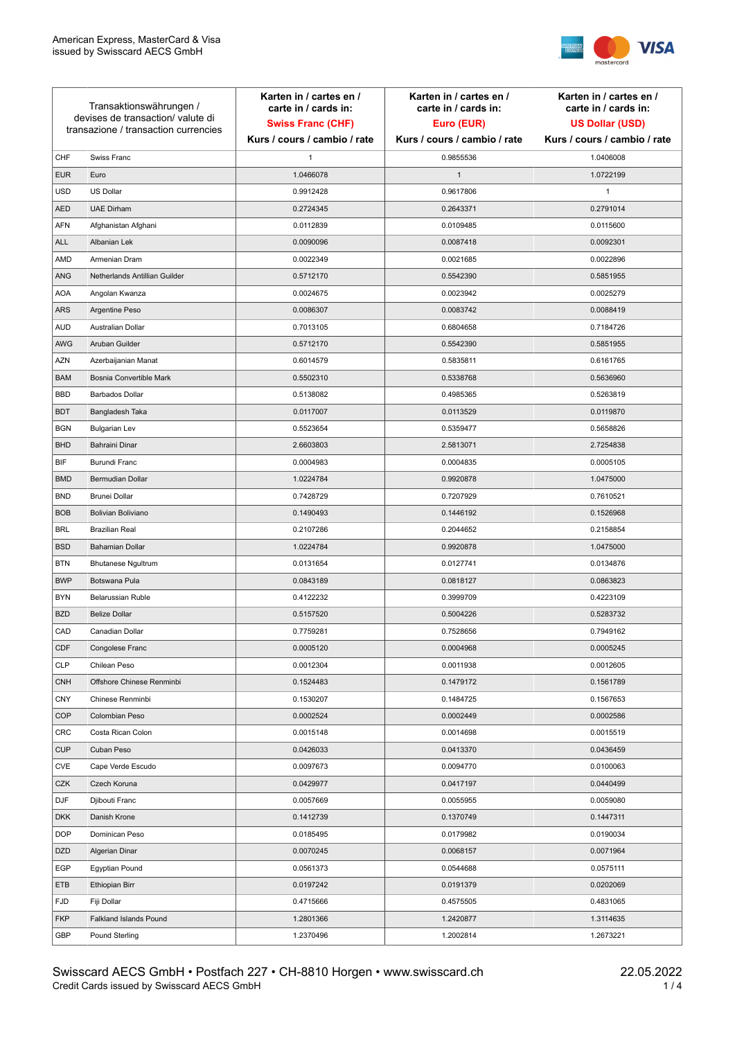American Express, MasterCard & Visa
issued by Swisscard AECS GmbH

| Transaktionswährungen / devises de transaction/ valute di transazione / transaction currencies | | Karten in / cartes en / carte in / cards in: **Swiss Franc (CHF)** Kurs / cours / cambio / rate | Karten in / cartes en / carte in / cards in: **Euro (EUR)** Kurs / cours / cambio / rate | Karten in / cartes en / carte in / cards in: **US Dollar (USD)** Kurs / cours / cambio / rate |
|---|---|---|---|---|
| CHF | Swiss Franc | 1 | 0.9855536 | 1.0406008 |
| EUR | Euro | 1.0466078 | 1 | 1.0722199 |
| USD | US Dollar | 0.9912428 | 0.9617806 | 1 |
| AED | UAE Dirham | 0.2724345 | 0.2643371 | 0.2791014 |
| AFN | Afghanistan Afghani | 0.0112839 | 0.0109485 | 0.0115600 |
| ALL | Albanian Lek | 0.0090096 | 0.0087418 | 0.0092301 |
| AMD | Armenian Dram | 0.0022349 | 0.0021685 | 0.0022896 |
| ANG | Netherlands Antillian Guilder | 0.5712170 | 0.5542390 | 0.5851955 |
| AOA | Angolan Kwanza | 0.0024675 | 0.0023942 | 0.0025279 |
| ARS | Argentine Peso | 0.0086307 | 0.0083742 | 0.0088419 |
| AUD | Australian Dollar | 0.7013105 | 0.6804658 | 0.7184726 |
| AWG | Aruban Guilder | 0.5712170 | 0.5542390 | 0.5851955 |
| AZN | Azerbaijanian Manat | 0.6014579 | 0.5835811 | 0.6161765 |
| BAM | Bosnia Convertible Mark | 0.5502310 | 0.5338768 | 0.5636960 |
| BBD | Barbados Dollar | 0.5138082 | 0.4985365 | 0.5263819 |
| BDT | Bangladesh Taka | 0.0117007 | 0.0113529 | 0.0119870 |
| BGN | Bulgarian Lev | 0.5523654 | 0.5359477 | 0.5658826 |
| BHD | Bahraini Dinar | 2.6603803 | 2.5813071 | 2.7254838 |
| BIF | Burundi Franc | 0.0004983 | 0.0004835 | 0.0005105 |
| BMD | Bermudian Dollar | 1.0224784 | 0.9920878 | 1.0475000 |
| BND | Brunei Dollar | 0.7428729 | 0.7207929 | 0.7610521 |
| BOB | Bolivian Boliviano | 0.1490493 | 0.1446192 | 0.1526968 |
| BRL | Brazilian Real | 0.2107286 | 0.2044652 | 0.2158854 |
| BSD | Bahamian Dollar | 1.0224784 | 0.9920878 | 1.0475000 |
| BTN | Bhutanese Ngultrum | 0.0131654 | 0.0127741 | 0.0134876 |
| BWP | Botswana Pula | 0.0843189 | 0.0818127 | 0.0863823 |
| BYN | Belarussian Ruble | 0.4122232 | 0.3999709 | 0.4223109 |
| BZD | Belize Dollar | 0.5157520 | 0.5004226 | 0.5283732 |
| CAD | Canadian Dollar | 0.7759281 | 0.7528656 | 0.7949162 |
| CDF | Congolese Franc | 0.0005120 | 0.0004968 | 0.0005245 |
| CLP | Chilean Peso | 0.0012304 | 0.0011938 | 0.0012605 |
| CNH | Offshore Chinese Renminbi | 0.1524483 | 0.1479172 | 0.1561789 |
| CNY | Chinese Renminbi | 0.1530207 | 0.1484725 | 0.1567653 |
| COP | Colombian Peso | 0.0002524 | 0.0002449 | 0.0002586 |
| CRC | Costa Rican Colon | 0.0015148 | 0.0014698 | 0.0015519 |
| CUP | Cuban Peso | 0.0426033 | 0.0413370 | 0.0436459 |
| CVE | Cape Verde Escudo | 0.0097673 | 0.0094770 | 0.0100063 |
| CZK | Czech Koruna | 0.0429977 | 0.0417197 | 0.0440499 |
| DJF | Djibouti Franc | 0.0057669 | 0.0055955 | 0.0059080 |
| DKK | Danish Krone | 0.1412739 | 0.1370749 | 0.1447311 |
| DOP | Dominican Peso | 0.0185495 | 0.0179982 | 0.0190034 |
| DZD | Algerian Dinar | 0.0070245 | 0.0068157 | 0.0071964 |
| EGP | Egyptian Pound | 0.0561373 | 0.0544688 | 0.0575111 |
| ETB | Ethiopian Birr | 0.0197242 | 0.0191379 | 0.0202069 |
| FJD | Fiji Dollar | 0.4715666 | 0.4575505 | 0.4831065 |
| FKP | Falkland Islands Pound | 1.2801366 | 1.2420877 | 1.3114635 |
| GBP | Pound Sterling | 1.2370496 | 1.2002814 | 1.2673221 |

Swisscard AECS GmbH • Postfach 227 • CH-8810 Horgen • www.swisscard.ch
Credit Cards issued by Swisscard AECS GmbH

22.05.2022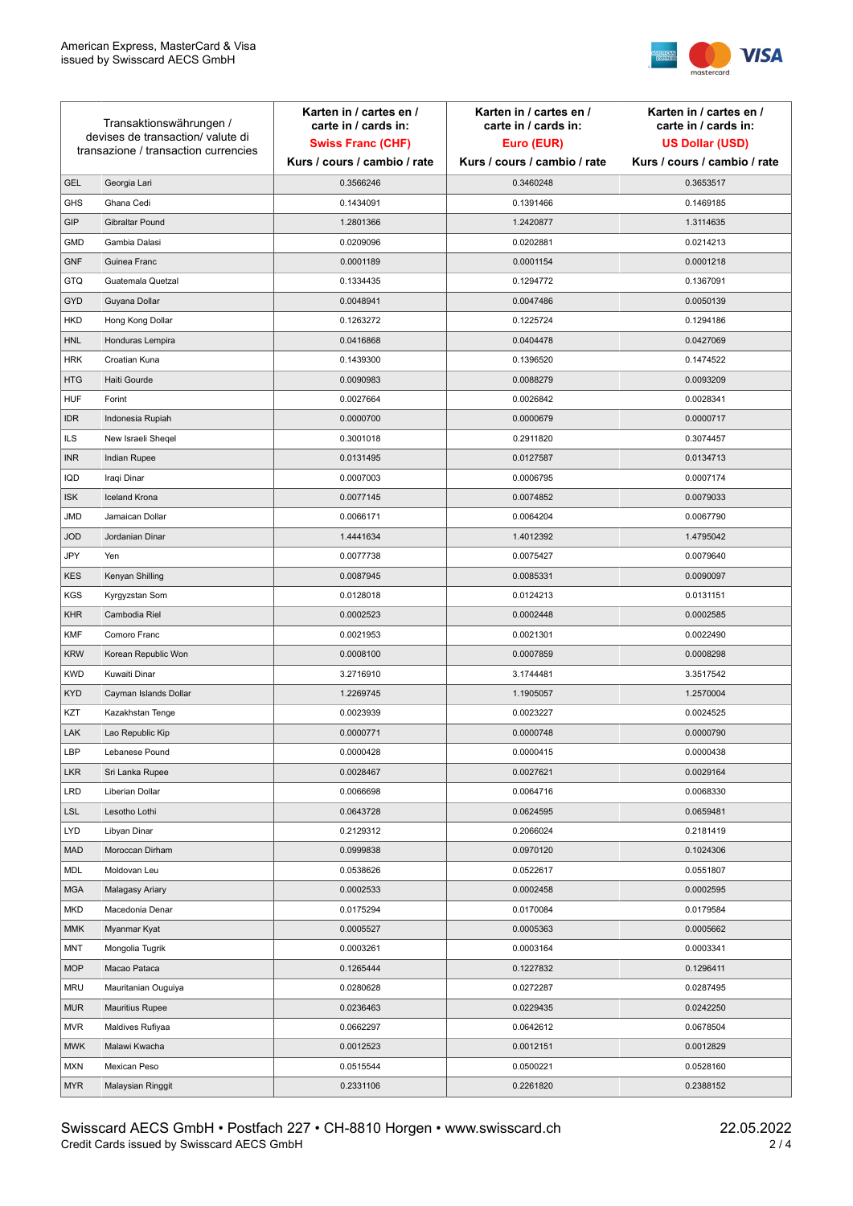| Transaktionswährungen / devises de transaction/ valute di transazione / transaction currencies | | Karten in / cartes en / carte in / cards in: **Swiss Franc (CHF)** Kurs / cours / cambio / rate | Karten in / cartes en / carte in / cards in: **Euro (EUR)** Kurs / cours / cambio / rate | Karten in / cartes en / carte in / cards in: **US Dollar (USD)** Kurs / cours / cambio / rate |
|---|---|---|---|---|
| GEL | Georgia Lari | 0.3566246 | 0.3460248 | 0.3653517 |
| GHS | Ghana Cedi | 0.1434091 | 0.1391466 | 0.1469185 |
| GIP | Gibraltar Pound | 1.2801366 | 1.2420877 | 1.3114635 |
| GMD | Gambia Dalasi | 0.0209096 | 0.0202881 | 0.0214213 |
| GNF | Guinea Franc | 0.0001189 | 0.0001154 | 0.0001218 |
| GTQ | Guatemala Quetzal | 0.1334435 | 0.1294772 | 0.1367091 |
| GYD | Guyana Dollar | 0.0048941 | 0.0047486 | 0.0050139 |
| HKD | Hong Kong Dollar | 0.1263272 | 0.1225724 | 0.1294186 |
| HNL | Honduras Lempira | 0.0416868 | 0.0404478 | 0.0427069 |
| HRK | Croatian Kuna | 0.1439300 | 0.1396520 | 0.1474522 |
| HTG | Haiti Gourde | 0.0090983 | 0.0088279 | 0.0093209 |
| HUF | Forint | 0.0027664 | 0.0026842 | 0.0028341 |
| IDR | Indonesia Rupiah | 0.0000700 | 0.0000679 | 0.0000717 |
| ILS | New Israeli Sheqel | 0.3001018 | 0.2911820 | 0.3074457 |
| INR | Indian Rupee | 0.0131495 | 0.0127587 | 0.0134713 |
| IQD | Iraqi Dinar | 0.0007003 | 0.0006795 | 0.0007174 |
| ISK | Iceland Krona | 0.0077145 | 0.0074852 | 0.0079033 |
| JMD | Jamaican Dollar | 0.0066171 | 0.0064204 | 0.0067790 |
| JOD | Jordanian Dinar | 1.4441634 | 1.4012392 | 1.4795042 |
| JPY | Yen | 0.0077738 | 0.0075427 | 0.0079640 |
| KES | Kenyan Shilling | 0.0087945 | 0.0085331 | 0.0090097 |
| KGS | Kyrgyzstan Som | 0.0128018 | 0.0124213 | 0.0131151 |
| KHR | Cambodia Riel | 0.0002523 | 0.0002448 | 0.0002585 |
| KMF | Comoro Franc | 0.0021953 | 0.0021301 | 0.0022490 |
| KRW | Korean Republic Won | 0.0008100 | 0.0007859 | 0.0008298 |
| KWD | Kuwaiti Dinar | 3.2716910 | 3.1744481 | 3.3517542 |
| KYD | Cayman Islands Dollar | 1.2269745 | 1.1905057 | 1.2570004 |
| KZT | Kazakhstan Tenge | 0.0023939 | 0.0023227 | 0.0024525 |
| LAK | Lao Republic Kip | 0.0000771 | 0.0000748 | 0.0000790 |
| LBP | Lebanese Pound | 0.0000428 | 0.0000415 | 0.0000438 |
| LKR | Sri Lanka Rupee | 0.0028467 | 0.0027621 | 0.0029164 |
| LRD | Liberian Dollar | 0.0066698 | 0.0064716 | 0.0068330 |
| LSL | Lesotho Lothi | 0.0643728 | 0.0624595 | 0.0659481 |
| LYD | Libyan Dinar | 0.2129312 | 0.2066024 | 0.2181419 |
| MAD | Moroccan Dirham | 0.0999838 | 0.0970120 | 0.1024306 |
| MDL | Moldovan Leu | 0.0538626 | 0.0522617 | 0.0551807 |
| MGA | Malagasy Ariary | 0.0002533 | 0.0002458 | 0.0002595 |
| MKD | Macedonia Denar | 0.0175294 | 0.0170084 | 0.0179584 |
| MMK | Myanmar Kyat | 0.0005527 | 0.0005363 | 0.0005662 |
| MNT | Mongolia Tugrik | 0.0003261 | 0.0003164 | 0.0003341 |
| MOP | Macao Pataca | 0.1265444 | 0.1227832 | 0.1296411 |
| MRU | Mauritanian Ouguiya | 0.0280628 | 0.0272287 | 0.0287495 |
| MUR | Mauritius Rupee | 0.0236463 | 0.0229435 | 0.0242250 |
| MVR | Maldives Rufiyaa | 0.0662297 | 0.0642612 | 0.0678504 |
| MWK | Malawi Kwacha | 0.0012523 | 0.0012151 | 0.0012829 |
| MXN | Mexican Peso | 0.0515544 | 0.0500221 | 0.0528160 |
| MYR | Malaysian Ringgit | 0.2331106 | 0.2261820 | 0.2388152 |

Swisscard AECS GmbH • Postfach 227 • CH-8810 Horgen • www.swisscard.ch
Credit Cards issued by Swisscard AECS GmbH

22.05.2022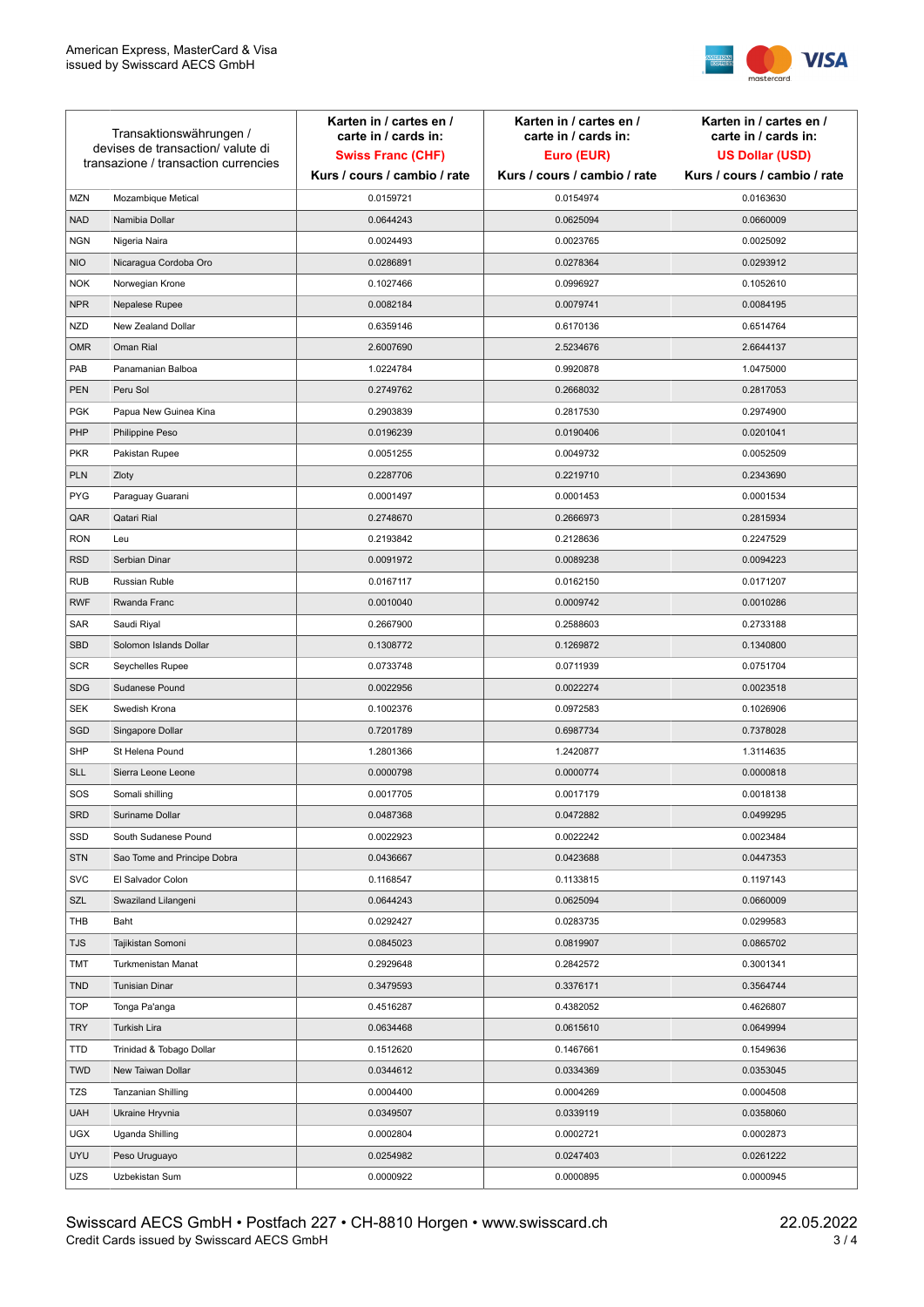| Transaktionswährungen / devises de transaction/ valute di transazione / transaction currencies | | Karten in / cartes en / carte in / cards in: **Swiss Franc (CHF)** Kurs / cours / cambio / rate | Karten in / cartes en / carte in / cards in: **Euro (EUR)** Kurs / cours / cambio / rate | Karten in / cartes en / carte in / cards in: **US Dollar (USD)** Kurs / cours / cambio / rate |
|---|---|---|---|---|
| MZN | Mozambique Metical | 0.0159721 | 0.0154974 | 0.0163630 |
| NAD | Namibia Dollar | 0.0644243 | 0.0625094 | 0.0660009 |
| NGN | Nigeria Naira | 0.0024493 | 0.0023765 | 0.0025092 |
| NIO | Nicaragua Cordoba Oro | 0.0286891 | 0.0278364 | 0.0293912 |
| NOK | Norwegian Krone | 0.1027466 | 0.0996927 | 0.1052610 |
| NPR | Nepalese Rupee | 0.0082184 | 0.0079741 | 0.0084195 |
| NZD | New Zealand Dollar | 0.6359146 | 0.6170136 | 0.6514764 |
| OMR | Oman Rial | 2.6007690 | 2.5234676 | 2.6644137 |
| PAB | Panamanian Balboa | 1.0224784 | 0.9920878 | 1.0475000 |
| PEN | Peru Sol | 0.2749762 | 0.2668032 | 0.2817053 |
| PGK | Papua New Guinea Kina | 0.2903839 | 0.2817530 | 0.2974900 |
| PHP | Philippine Peso | 0.0196239 | 0.0190406 | 0.0201041 |
| PKR | Pakistan Rupee | 0.0051255 | 0.0049732 | 0.0052509 |
| PLN | Zloty | 0.2287706 | 0.2219710 | 0.2343690 |
| PYG | Paraguay Guarani | 0.0001497 | 0.0001453 | 0.0001534 |
| QAR | Qatari Rial | 0.2748670 | 0.2666973 | 0.2815934 |
| RON | Leu | 0.2193842 | 0.2128636 | 0.2247529 |
| RSD | Serbian Dinar | 0.0091972 | 0.0089238 | 0.0094223 |
| RUB | Russian Ruble | 0.0167117 | 0.0162150 | 0.0171207 |
| RWF | Rwanda Franc | 0.0010040 | 0.0009742 | 0.0010286 |
| SAR | Saudi Riyal | 0.2667900 | 0.2588603 | 0.2733188 |
| SBD | Solomon Islands Dollar | 0.1308772 | 0.1269872 | 0.1340800 |
| SCR | Seychelles Rupee | 0.0733748 | 0.0711939 | 0.0751704 |
| SDG | Sudanese Pound | 0.0022956 | 0.0022274 | 0.0023518 |
| SEK | Swedish Krona | 0.1002376 | 0.0972583 | 0.1026906 |
| SGD | Singapore Dollar | 0.7201789 | 0.6987734 | 0.7378028 |
| SHP | St Helena Pound | 1.2801366 | 1.2420877 | 1.3114635 |
| SLL | Sierra Leone Leone | 0.0000798 | 0.0000774 | 0.0000818 |
| SOS | Somali shilling | 0.0017705 | 0.0017179 | 0.0018138 |
| SRD | Suriname Dollar | 0.0487368 | 0.0472882 | 0.0499295 |
| SSD | South Sudanese Pound | 0.0022923 | 0.0022242 | 0.0023484 |
| STN | Sao Tome and Principe Dobra | 0.0436667 | 0.0423688 | 0.0447353 |
| SVC | El Salvador Colon | 0.1168547 | 0.1133815 | 0.1197143 |
| SZL | Swaziland Lilangeni | 0.0644243 | 0.0625094 | 0.0660009 |
| THB | Baht | 0.0292427 | 0.0283735 | 0.0299583 |
| TJS | Tajikistan Somoni | 0.0845023 | 0.0819907 | 0.0865702 |
| TMT | Turkmenistan Manat | 0.2929648 | 0.2842572 | 0.3001341 |
| TND | Tunisian Dinar | 0.3479593 | 0.3376171 | 0.3564744 |
| TOP | Tonga Pa'anga | 0.4516287 | 0.4382052 | 0.4626807 |
| TRY | Turkish Lira | 0.0634468 | 0.0615610 | 0.0649994 |
| TTD | Trinidad & Tobago Dollar | 0.1512620 | 0.1467661 | 0.1549636 |
| TWD | New Taiwan Dollar | 0.0344612 | 0.0334369 | 0.0353045 |
| TZS | Tanzanian Shilling | 0.0004400 | 0.0004269 | 0.0004508 |
| UAH | Ukraine Hryvnia | 0.0349507 | 0.0339119 | 0.0358060 |
| UGX | Uganda Shilling | 0.0002804 | 0.0002721 | 0.0002873 |
| UYU | Peso Uruguayo | 0.0254982 | 0.0247403 | 0.0261222 |
| UZS | Uzbekistan Sum | 0.0000922 | 0.0000895 | 0.0000945 |

Swisscard AECS GmbH • Postfach 227 • CH-8810 Horgen • www.swisscard.ch
Credit Cards issued by Swisscard AECS GmbH

22.05.2022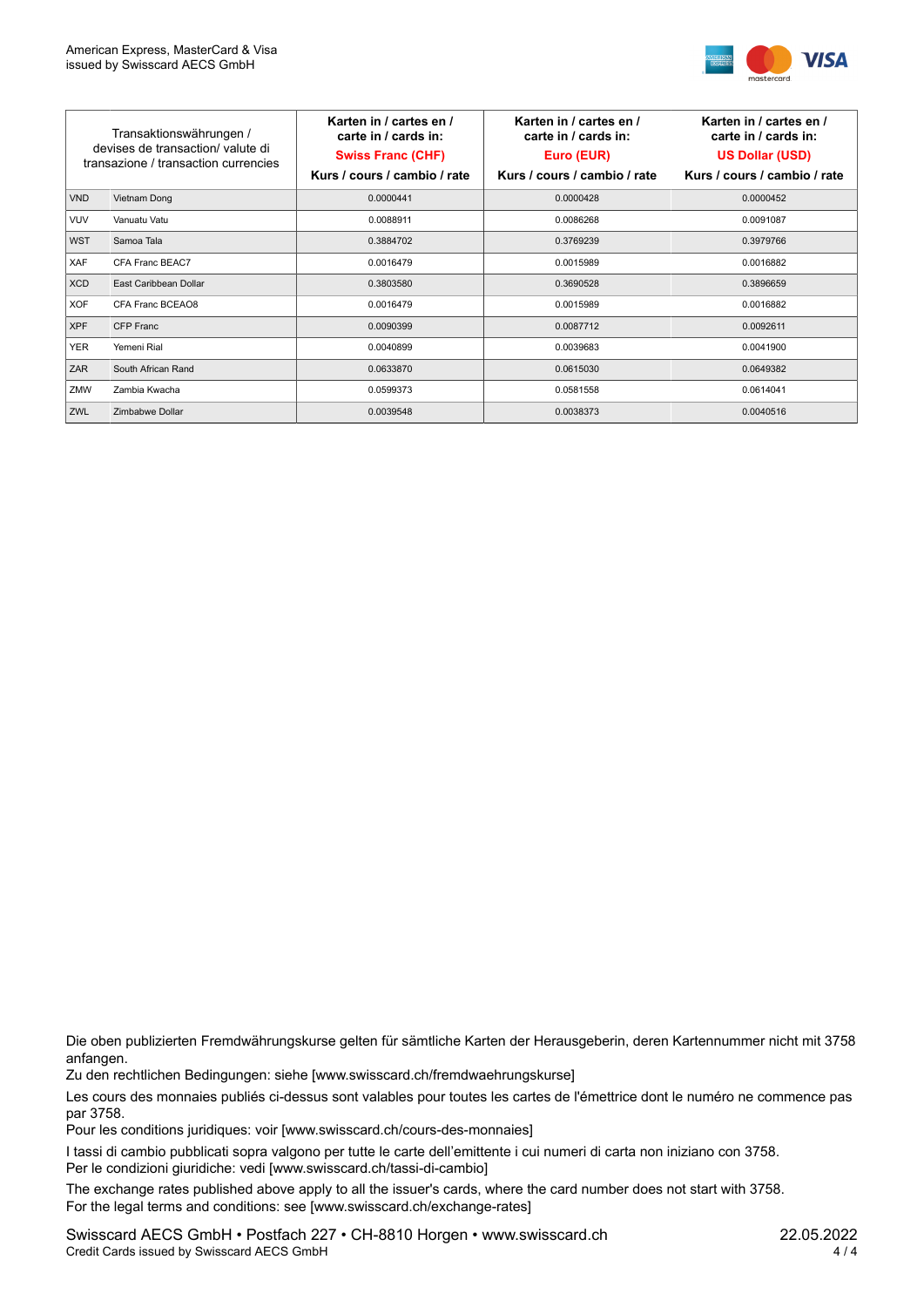| Transaktionswährungen / devises de transaction/ valute di transazione / transaction currencies | | Karten in / cartes en / carte in / cards in: **Swiss Franc (CHF)** Kurs / cours / cambio / rate | Karten in / cartes en / carte in / cards in: **Euro (EUR)** Kurs / cours / cambio / rate | Karten in / cartes en / carte in / cards in: **US Dollar (USD)** Kurs / cours / cambio / rate |
|---|---|---|---|---|
| VND | Vietnam Dong | 0.0000441 | 0.0000428 | 0.0000452 |
| VUV | Vanuatu Vatu | 0.0088911 | 0.0086268 | 0.0091087 |
| WST | Samoa Tala | 0.3884702 | 0.3769239 | 0.3979766 |
| XAF | CFA Franc BEAC7 | 0.0016479 | 0.0015989 | 0.0016882 |
| XCD | East Caribbean Dollar | 0.3803580 | 0.3690528 | 0.3896659 |
| XOF | CFA Franc BCEAO8 | 0.0016479 | 0.0015989 | 0.0016882 |
| XPF | CFP Franc | 0.0090399 | 0.0087712 | 0.0092611 |
| YER | Yemeni Rial | 0.0040899 | 0.0039683 | 0.0041900 |
| ZAR | South African Rand | 0.0633870 | 0.0615030 | 0.0649382 |
| ZMW | Zambia Kwacha | 0.0599373 | 0.0581558 | 0.0614041 |
| ZWL | Zimbabwe Dollar | 0.0039548 | 0.0038373 | 0.0040516 |

Die oben publizierten Fremdwährungskurse gelten für sämtliche Karten der Herausgeberin, deren Kartennummer nicht mit 3758 anfangen.
Zu den rechtlichen Bedingungen: siehe [www.swisscard.ch/fremdwaehrungskurse]

Les cours des monnaies publiés ci-dessus sont valables pour toutes les cartes de l'émettrice dont le numéro ne commence pas par 3758.
Pour les conditions juridiques: voir [www.swisscard.ch/cours-des-monnaies]

I tassi di cambio pubblicati sopra valgono per tutte le carte dell'emittente i cui numeri di carta non iniziano con 3758.
Per le condizioni giuridiche: vedi [www.swisscard.ch/tassi-di-cambio]

The exchange rates published above apply to all the issuer's cards, where the card number does not start with 3758.
For the legal terms and conditions: see [www.swisscard.ch/exchange-rates]

Swisscard AECS GmbH • Postfach 227 • CH-8810 Horgen • www.swisscard.ch
Credit Cards issued by Swisscard AECS GmbH

22.05.2022